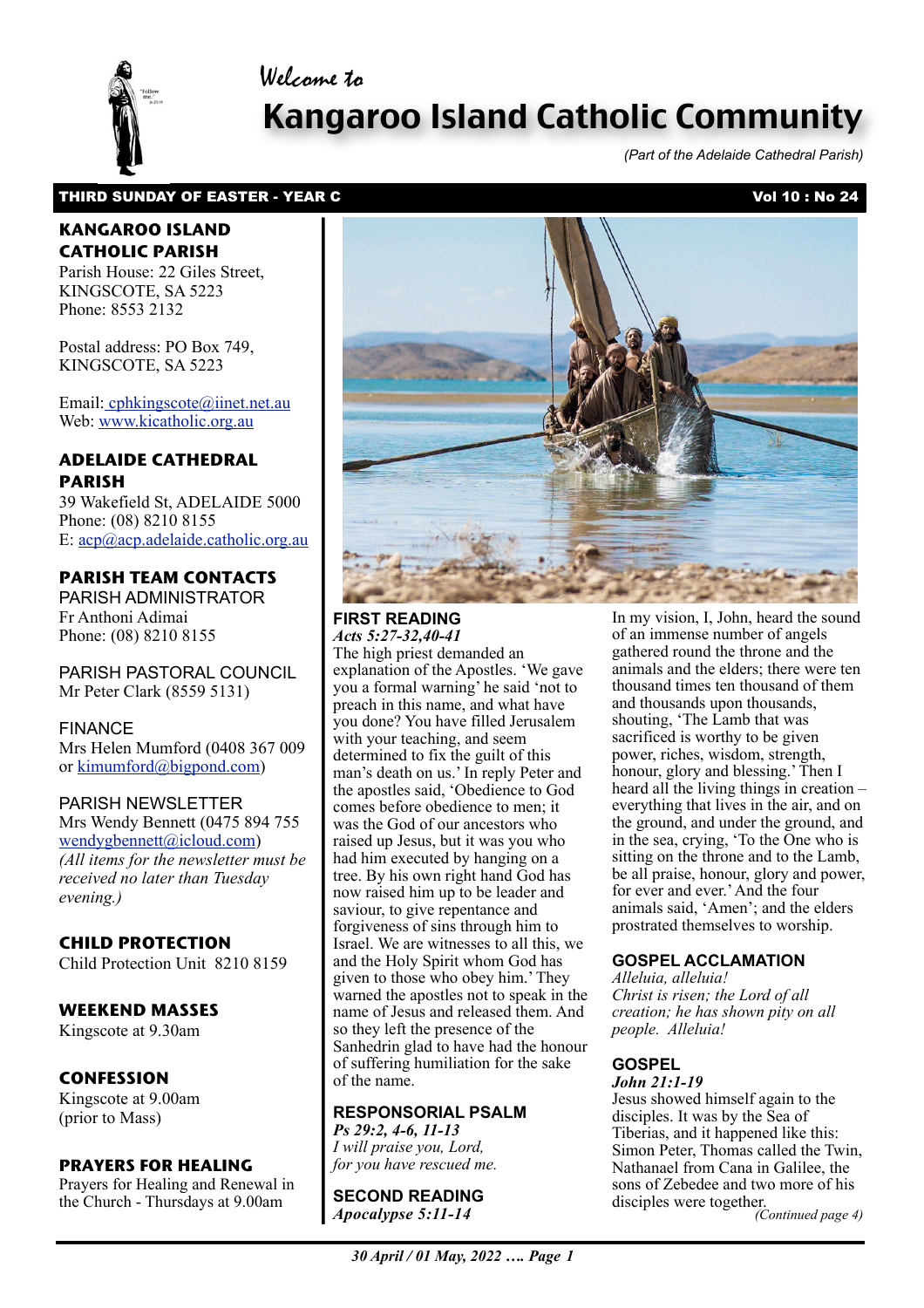Welcome to

# Kangaroo Island Catholic Community

*(Part of the Adelaide Cathedral Parish)*

**THIRD SUNDAY OF EASTER - YEAR C** **Vol 10 : No 24**

## KANGAROO ISLAND CATHOLIC PARISH

Parish House: 22 Giles Street, KINGSCOTE, SA 5223
Phone: 8553 2132

Postal address: PO Box 749, KINGSCOTE, SA 5223

Email: cphkingscote@iinet.net.au
Web: www.kicatholic.org.au

## ADELAIDE CATHEDRAL PARISH

39 Wakefield St, ADELAIDE 5000
Phone: (08) 8210 8155
E: acp@acp.adelaide.catholic.org.au

## PARISH TEAM CONTACTS

PARISH ADMINISTRATOR
Fr Anthoni Adimai
Phone: (08) 8210 8155

PARISH PASTORAL COUNCIL
Mr Peter Clark (8559 5131)

FINANCE
Mrs Helen Mumford (0408 367 009 or kimumford@bigpond.com)

PARISH NEWSLETTER
Mrs Wendy Bennett (0475 894 755 wendygbennett@icloud.com)
*(All items for the newsletter must be received no later than Tuesday evening.)*

## CHILD PROTECTION

Child Protection Unit 8210 8159

## WEEKEND MASSES

Kingscote at 9.30am

## CONFESSION

Kingscote at 9.00am (prior to Mass)

## PRAYERS FOR HEALING

Prayers for Healing and Renewal in the Church - Thursdays at 9.00am

## FIRST READING

***Acts 5:27-32,40-41***

The high priest demanded an explanation of the Apostles. 'We gave you a formal warning' he said 'not to preach in this name, and what have you done? You have filled Jerusalem with your teaching, and seem determined to fix the guilt of this man's death on us.' In reply Peter and the apostles said, 'Obedience to God comes before obedience to men; it was the God of our ancestors who raised up Jesus, but it was you who had him executed by hanging on a tree. By his own right hand God has now raised him up to be leader and saviour, to give repentance and forgiveness of sins through him to Israel. We are witnesses to all this, we and the Holy Spirit whom God has given to those who obey him.' They warned the apostles not to speak in the name of Jesus and released them. And so they left the presence of the Sanhedrin glad to have had the honour of suffering humiliation for the sake of the name.

## RESPONSORIAL PSALM

***Ps 29:2, 4-6, 11-13***

*I will praise you, Lord,*
*for you have rescued me.*

## SECOND READING

***Apocalypse 5:11-14***

In my vision, I, John, heard the sound of an immense number of angels gathered round the throne and the animals and the elders; there were ten thousand times ten thousand of them and thousands upon thousands, shouting, 'The Lamb that was sacrificed is worthy to be given power, riches, wisdom, strength, honour, glory and blessing.' Then I heard all the living things in creation – everything that lives in the air, and on the ground, and under the ground, and in the sea, crying, 'To the One who is sitting on the throne and to the Lamb, be all praise, honour, glory and power, for ever and ever.' And the four animals said, 'Amen'; and the elders prostrated themselves to worship.

## GOSPEL ACCLAMATION

*Alleluia, alleluia!*
*Christ is risen; the Lord of all creation; he has shown pity on all people. Alleluia!*

## GOSPEL

***John 21:1-19***

Jesus showed himself again to the disciples. It was by the Sea of Tiberias, and it happened like this: Simon Peter, Thomas called the Twin, Nathanael from Cana in Galilee, the sons of Zebedee and two more of his disciples were together.

*(Continued page 4)*

*30 April / 01 May, 2022 …. Page 1*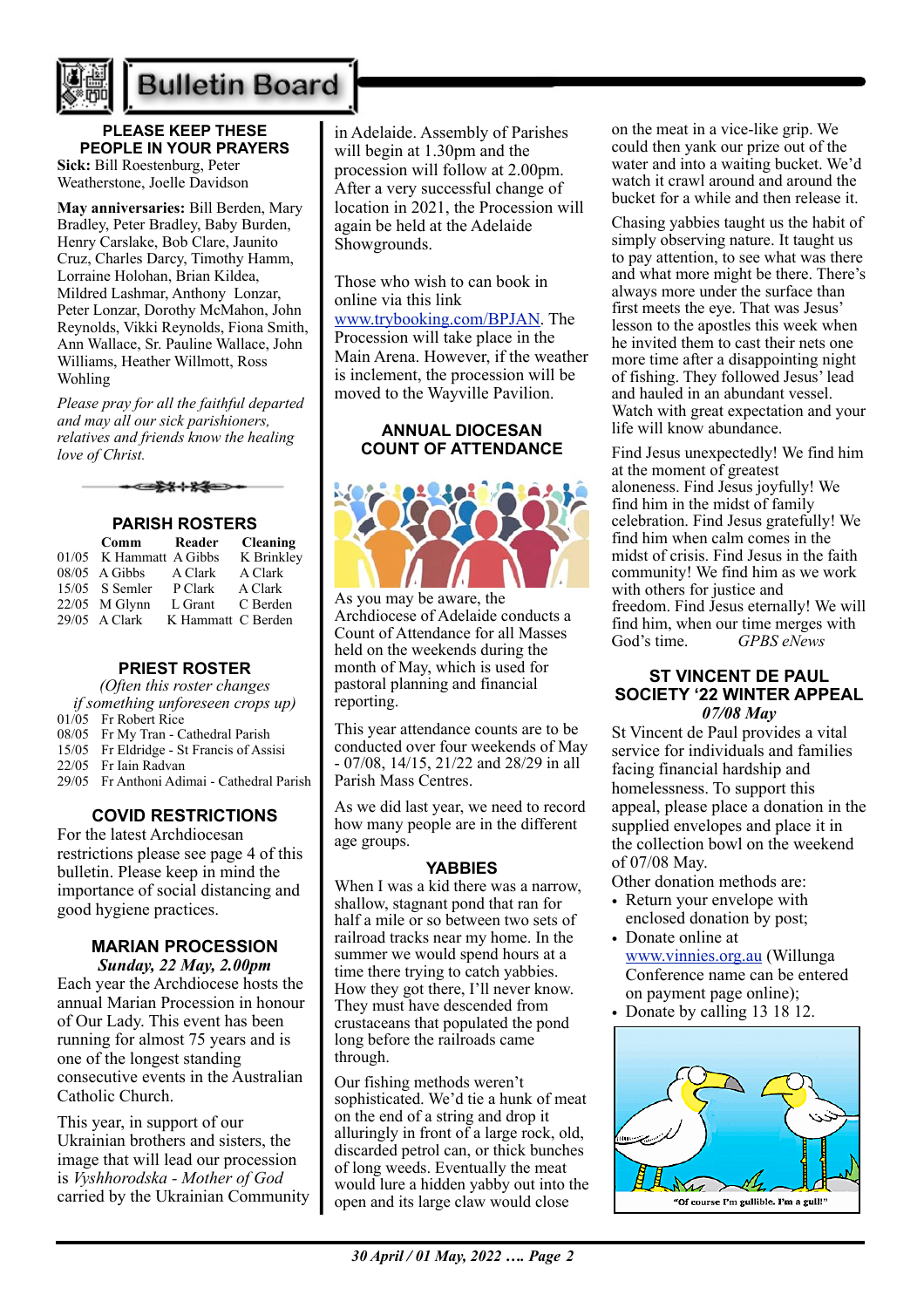# Bulletin Board

## PLEASE KEEP THESE PEOPLE IN YOUR PRAYERS

**Sick:** Bill Roestenburg, Peter Weatherstone, Joelle Davidson

**May anniversaries:** Bill Berden, Mary Bradley, Peter Bradley, Baby Burden, Henry Carslake, Bob Clare, Jaunito Cruz, Charles Darcy, Timothy Hamm, Lorraine Holohan, Brian Kildea, Mildred Lashmar, Anthony Lonzar, Peter Lonzar, Dorothy McMahon, John Reynolds, Vikki Reynolds, Fiona Smith, Ann Wallace, Sr. Pauline Wallace, John Williams, Heather Willmott, Ross Wohling

*Please pray for all the faithful departed and may all our sick parishioners, relatives and friends know the healing love of Christ.*

## PARISH ROSTERS

| | Comm | Reader | Cleaning |
|---|---|---|---|
| 01/05 | K Hammatt | A Gibbs | K Brinkley |
| 08/05 | A Gibbs | A Clark | A Clark |
| 15/05 | S Semler | P Clark | A Clark |
| 22/05 | M Glynn | L Grant | C Berden |
| 29/05 | A Clark | K Hammatt | C Berden |

## PRIEST ROSTER

*(Often this roster changes if something unforeseen crops up)*

| | |
|---|---|
| 01/05 | Fr Robert Rice |
| 08/05 | Fr My Tran - Cathedral Parish |
| 15/05 | Fr Eldridge - St Francis of Assisi |
| 22/05 | Fr Iain Radvan |
| 29/05 | Fr Anthoni Adimai - Cathedral Parish |

## COVID RESTRICTIONS

For the latest Archdiocesan restrictions please see page 4 of this bulletin. Please keep in mind the importance of social distancing and good hygiene practices.

## MARIAN PROCESSION

***Sunday, 22 May, 2.00pm***

Each year the Archdiocese hosts the annual Marian Procession in honour of Our Lady. This event has been running for almost 75 years and is one of the longest standing consecutive events in the Australian Catholic Church.

This year, in support of our Ukrainian brothers and sisters, the image that will lead our procession is *Vyshhorodska - Mother of God* carried by the Ukrainian Community in Adelaide. Assembly of Parishes will begin at 1.30pm and the procession will follow at 2.00pm. After a very successful change of location in 2021, the Procession will again be held at the Adelaide Showgrounds.

Those who wish to can book in online via this link www.trybooking.com/BPJAN. The Procession will take place in the Main Arena. However, if the weather is inclement, the procession will be moved to the Wayville Pavilion.

## ANNUAL DIOCESAN COUNT OF ATTENDANCE

As you may be aware, the Archdiocese of Adelaide conducts a Count of Attendance for all Masses held on the weekends during the month of May, which is used for pastoral planning and financial reporting.

This year attendance counts are to be conducted over four weekends of May - 07/08, 14/15, 21/22 and 28/29 in all Parish Mass Centres.

As we did last year, we need to record how many people are in the different age groups.

## YABBIES

When I was a kid there was a narrow, shallow, stagnant pond that ran for half a mile or so between two sets of railroad tracks near my home. In the summer we would spend hours at a time there trying to catch yabbies. How they got there, I'll never know. They must have descended from crustaceans that populated the pond long before the railroads came through.

Our fishing methods weren't sophisticated. We'd tie a hunk of meat on the end of a string and drop it alluringly in front of a large rock, old, discarded petrol can, or thick bunches of long weeds. Eventually the meat would lure a hidden yabby out into the open and its large claw would close on the meat in a vice-like grip. We could then yank our prize out of the water and into a waiting bucket. We'd watch it crawl around and around the bucket for a while and then release it.

Chasing yabbies taught us the habit of simply observing nature. It taught us to pay attention, to see what was there and what more might be there. There's always more under the surface than first meets the eye. That was Jesus' lesson to the apostles this week when he invited them to cast their nets one more time after a disappointing night of fishing. They followed Jesus' lead and hauled in an abundant vessel. Watch with great expectation and your life will know abundance.

Find Jesus unexpectedly! We find him at the moment of greatest aloneness. Find Jesus joyfully! We find him in the midst of family celebration. Find Jesus gratefully! We find him when calm comes in the midst of crisis. Find Jesus in the faith community! We find him as we work with others for justice and freedom. Find Jesus eternally! We will find him, when our time merges with God's time. *GPBS eNews*

## ST VINCENT DE PAUL SOCIETY '22 WINTER APPEAL

***07/08 May***

St Vincent de Paul provides a vital service for individuals and families facing financial hardship and homelessness. To support this appeal, please place a donation in the supplied envelopes and place it in the collection bowl on the weekend of 07/08 May.

Other donation methods are:

- Return your envelope with enclosed donation by post;
- Donate online at www.vinnies.org.au (Willunga Conference name can be entered on payment page online);
- Donate by calling 13 18 12.

"Of course I'm gullible. I'm a gull!"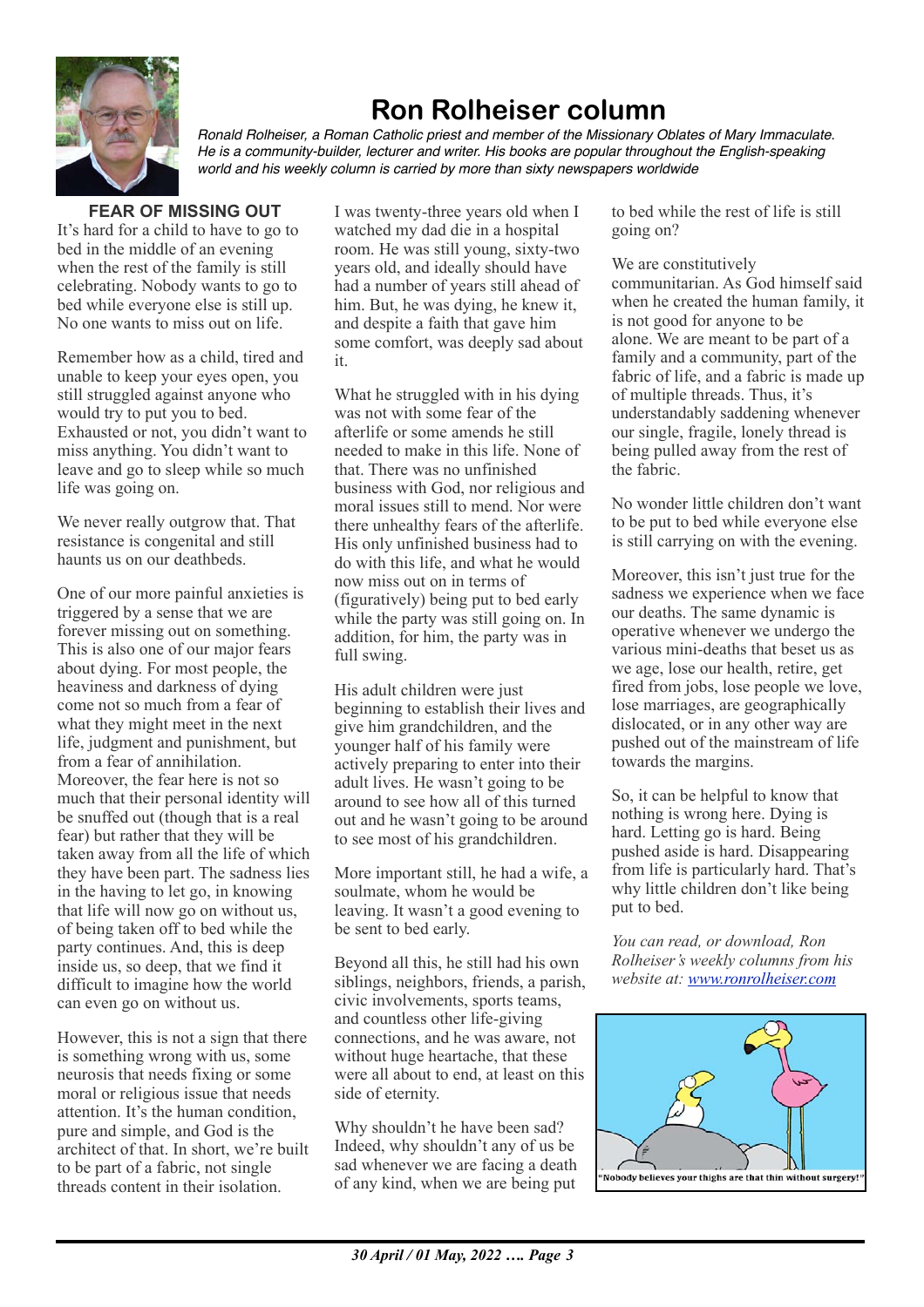# Ron Rolheiser column

*Ronald Rolheiser, a Roman Catholic priest and member of the Missionary Oblates of Mary Immaculate. He is a community-builder, lecturer and writer. His books are popular throughout the English-speaking world and his weekly column is carried by more than sixty newspapers worldwide*

## FEAR OF MISSING OUT

It's hard for a child to have to go to bed in the middle of an evening when the rest of the family is still celebrating. Nobody wants to go to bed while everyone else is still up. No one wants to miss out on life.

Remember how as a child, tired and unable to keep your eyes open, you still struggled against anyone who would try to put you to bed. Exhausted or not, you didn't want to miss anything. You didn't want to leave and go to sleep while so much life was going on.

We never really outgrow that. That resistance is congenital and still haunts us on our deathbeds.

One of our more painful anxieties is triggered by a sense that we are forever missing out on something. This is also one of our major fears about dying. For most people, the heaviness and darkness of dying come not so much from a fear of what they might meet in the next life, judgment and punishment, but from a fear of annihilation. Moreover, the fear here is not so much that their personal identity will be snuffed out (though that is a real fear) but rather that they will be taken away from all the life of which they have been part. The sadness lies in the having to let go, in knowing that life will now go on without us, of being taken off to bed while the party continues. And, this is deep inside us, so deep, that we find it difficult to imagine how the world can even go on without us.

However, this is not a sign that there is something wrong with us, some neurosis that needs fixing or some moral or religious issue that needs attention. It's the human condition, pure and simple, and God is the architect of that. In short, we're built to be part of a fabric, not single threads content in their isolation.

I was twenty-three years old when I watched my dad die in a hospital room. He was still young, sixty-two years old, and ideally should have had a number of years still ahead of him. But, he was dying, he knew it, and despite a faith that gave him some comfort, was deeply sad about it.

What he struggled with in his dying was not with some fear of the afterlife or some amends he still needed to make in this life. None of that. There was no unfinished business with God, nor religious and moral issues still to mend. Nor were there unhealthy fears of the afterlife. His only unfinished business had to do with this life, and what he would now miss out on in terms of (figuratively) being put to bed early while the party was still going on. In addition, for him, the party was in full swing.

His adult children were just beginning to establish their lives and give him grandchildren, and the younger half of his family were actively preparing to enter into their adult lives. He wasn't going to be around to see how all of this turned out and he wasn't going to be around to see most of his grandchildren.

More important still, he had a wife, a soulmate, whom he would be leaving. It wasn't a good evening to be sent to bed early.

Beyond all this, he still had his own siblings, neighbors, friends, a parish, civic involvements, sports teams, and countless other life-giving connections, and he was aware, not without huge heartache, that these were all about to end, at least on this side of eternity.

Why shouldn't he have been sad? Indeed, why shouldn't any of us be sad whenever we are facing a death of any kind, when we are being put to bed while the rest of life is still going on?

We are constitutively communitarian. As God himself said when he created the human family, it is not good for anyone to be alone. We are meant to be part of a family and a community, part of the fabric of life, and a fabric is made up of multiple threads. Thus, it's understandably saddening whenever our single, fragile, lonely thread is being pulled away from the rest of the fabric.

No wonder little children don't want to be put to bed while everyone else is still carrying on with the evening.

Moreover, this isn't just true for the sadness we experience when we face our deaths. The same dynamic is operative whenever we undergo the various mini-deaths that beset us as we age, lose our health, retire, get fired from jobs, lose people we love, lose marriages, are geographically dislocated, or in any other way are pushed out of the mainstream of life towards the margins.

So, it can be helpful to know that nothing is wrong here. Dying is hard. Letting go is hard. Being pushed aside is hard. Disappearing from life is particularly hard. That's why little children don't like being put to bed.

*You can read, or download, Ron Rolheiser's weekly columns from his website at: [www.ronrolheiser.com](www.ronrolheiser.com)*

"Nobody believes your thighs are that thin without surgery!"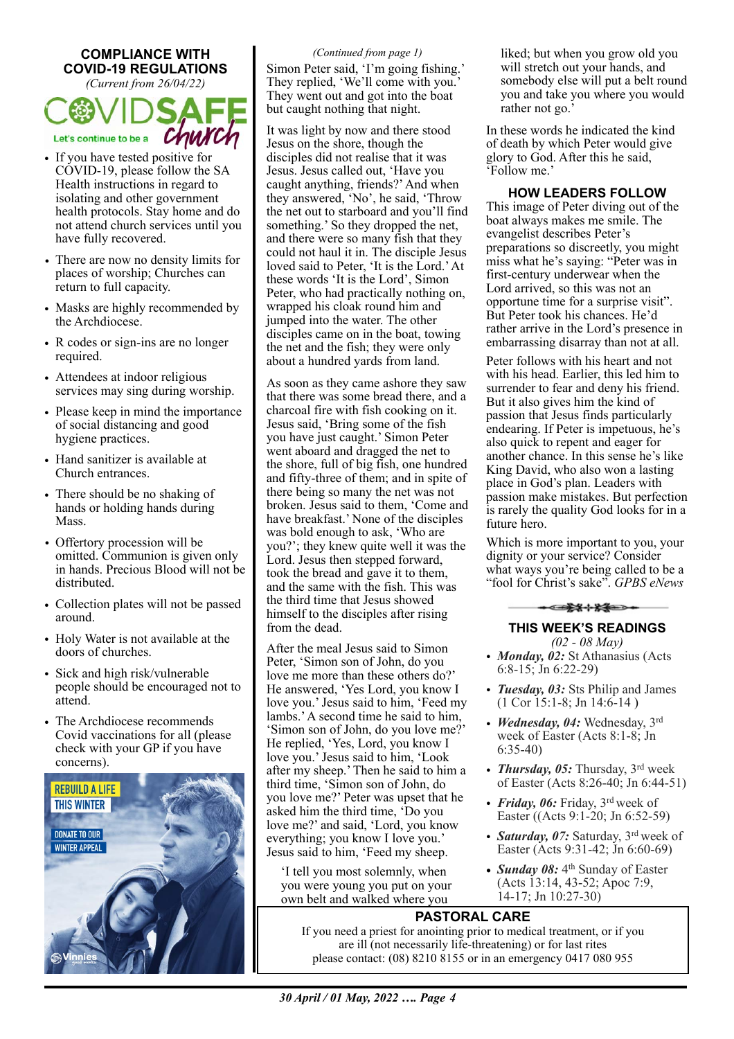## COMPLIANCE WITH COVID-19 REGULATIONS

*(Current from 26/04/22)*

COVIDSAFE Let's continue to be a church

- If you have tested positive for COVID-19, please follow the SA Health instructions in regard to isolating and other government health protocols. Stay home and do not attend church services until you have fully recovered.
- There are now no density limits for places of worship; Churches can return to full capacity.
- Masks are highly recommended by the Archdiocese.
- R codes or sign-ins are no longer required.
- Attendees at indoor religious services may sing during worship.
- Please keep in mind the importance of social distancing and good hygiene practices.
- Hand sanitizer is available at Church entrances.
- There should be no shaking of hands or holding hands during Mass.
- Offertory procession will be omitted. Communion is given only in hands. Precious Blood will not be distributed.
- Collection plates will not be passed around.
- Holy Water is not available at the doors of churches.
- Sick and high risk/vulnerable people should be encouraged not to attend.
- The Archdiocese recommends Covid vaccinations for all (please check with your GP if you have concerns).

REBUILD A LIFE THIS WINTER

DONATE TO OUR WINTER APPEAL

Vinnies

*(Continued from page 1)*

Simon Peter said, 'I'm going fishing.' They replied, 'We'll come with you.' They went out and got into the boat but caught nothing that night.

It was light by now and there stood Jesus on the shore, though the disciples did not realise that it was Jesus. Jesus called out, 'Have you caught anything, friends?' And when they answered, 'No', he said, 'Throw the net out to starboard and you'll find something.' So they dropped the net, and there were so many fish that they could not haul it in. The disciple Jesus loved said to Peter, 'It is the Lord.' At these words 'It is the Lord', Simon Peter, who had practically nothing on, wrapped his cloak round him and jumped into the water. The other disciples came on in the boat, towing the net and the fish; they were only about a hundred yards from land.

As soon as they came ashore they saw that there was some bread there, and a charcoal fire with fish cooking on it. Jesus said, 'Bring some of the fish you have just caught.' Simon Peter went aboard and dragged the net to the shore, full of big fish, one hundred and fifty-three of them; and in spite of there being so many the net was not broken. Jesus said to them, 'Come and have breakfast.' None of the disciples was bold enough to ask, 'Who are you?'; they knew quite well it was the Lord. Jesus then stepped forward, took the bread and gave it to them, and the same with the fish. This was the third time that Jesus showed himself to the disciples after rising from the dead.

After the meal Jesus said to Simon Peter, 'Simon son of John, do you love me more than these others do?' He answered, 'Yes Lord, you know I love you.' Jesus said to him, 'Feed my lambs.' A second time he said to him, 'Simon son of John, do you love me?' He replied, 'Yes, Lord, you know I love you.' Jesus said to him, 'Look after my sheep.' Then he said to him a third time, 'Simon son of John, do you love me?' Peter was upset that he asked him the third time, 'Do you love me?' and said, 'Lord, you know everything; you know I love you.' Jesus said to him, 'Feed my sheep.'

'I tell you most solemnly, when you were young you put on your own belt and walked where you liked; but when you grow old you will stretch out your hands, and somebody else will put a belt round you and take you where you would rather not go.'

In these words he indicated the kind of death by which Peter would give glory to God. After this he said, 'Follow me.'

## HOW LEADERS FOLLOW

This image of Peter diving out of the boat always makes me smile. The evangelist describes Peter's preparations so discreetly, you might miss what he's saying: "Peter was in first-century underwear when the Lord arrived, so this was not an opportune time for a surprise visit". But Peter took his chances. He'd rather arrive in the Lord's presence in embarrassing disarray than not at all.

Peter follows with his heart and not with his head. Earlier, this led him to surrender to fear and deny his friend. But it also gives him the kind of passion that Jesus finds particularly endearing. If Peter is impetuous, he's also quick to repent and eager for another chance. In this sense he's like King David, who also won a lasting place in God's plan. Leaders with passion make mistakes. But perfection is rarely the quality God looks for in a future hero.

Which is more important to you, your dignity or your service? Consider what ways you're being called to be a "fool for Christ's sake". *GPBS eNews*

## THIS WEEK'S READINGS

*(02 - 08 May)*

- ***Monday, 02:*** St Athanasius (Acts 6:8-15; Jn 6:22-29)
- ***Tuesday, 03:*** Sts Philip and James (1 Cor 15:1-8; Jn 14:6-14 )
- ***Wednesday, 04:*** Wednesday, 3rd week of Easter (Acts 8:1-8; Jn 6:35-40)
- ***Thursday, 05:*** Thursday, 3rd week of Easter (Acts 8:26-40; Jn 6:44-51)
- ***Friday, 06:*** Friday, 3rd week of Easter ((Acts 9:1-20; Jn 6:52-59)
- ***Saturday, 07:*** Saturday, 3rd week of Easter (Acts 9:31-42; Jn 6:60-69)
- ***Sunday 08:*** 4th Sunday of Easter (Acts 13:14, 43-52; Apoc 7:9, 14-17; Jn 10:27-30)

## PASTORAL CARE

If you need a priest for anointing prior to medical treatment, or if you are ill (not necessarily life-threatening) or for last rites please contact: (08) 8210 8155 or in an emergency 0417 080 955